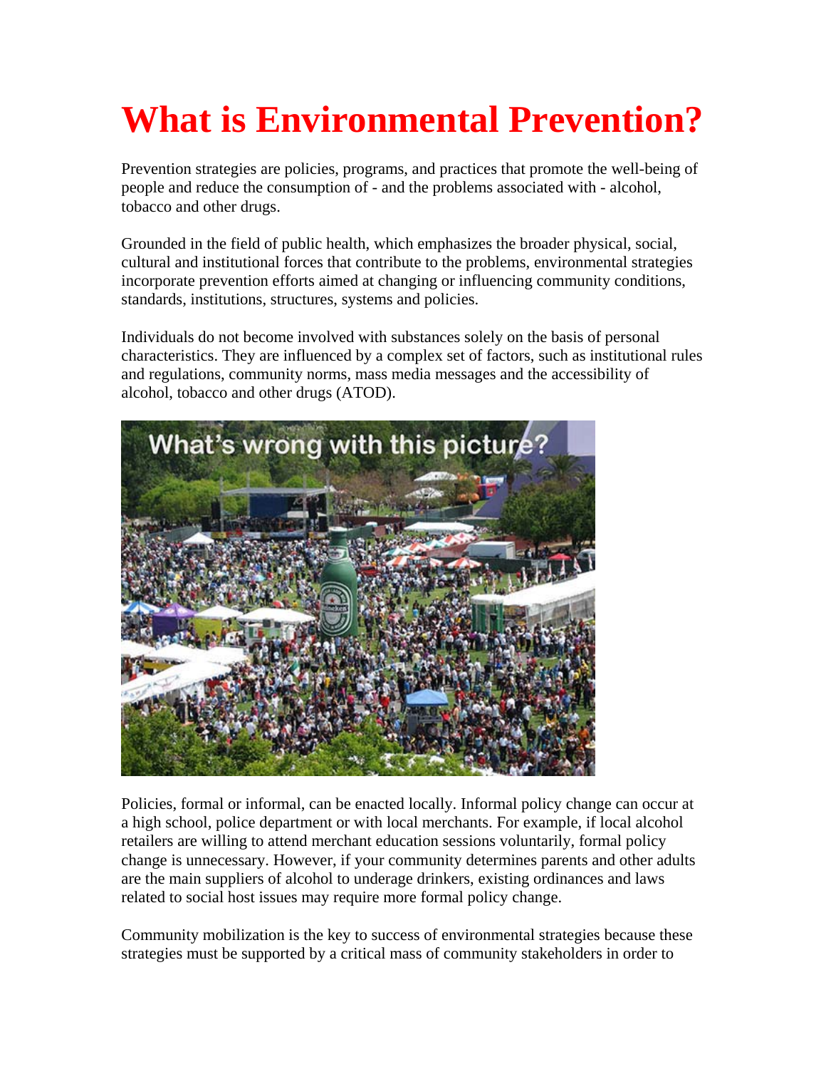# What is Environmental Prevention?

Prevention strategies are policies, programs, and practices that promote the well-being of people and reduce the consumption of - and the problems associated with - alcohol, tobacco and other drugs.

Grounded in the field of public health, which emphasizes the broader physical, social, cultural and institutional forces that contribute to the problems, environmental strategies incorporate prevention efforts aimed at changing or influencing community conditions, standards, institutions, structures, systems and policies.

Individuals do not become involved with substances solely on the basis of personal characteristics. They are influenced by a complex set of factors, such as institutional rules and regulations, community norms, mass media messages and the accessibility of alcohol, tobacco and other drugs (ATOD).

Policies, formal or informal, can be enacted locally. Informal policy change can occur at a high school, police department or with local merchants. For example, if local alcohol retailers are willing to attend merchant education sessions voluntarily, formal policy change is unnecessary. However, if your community determines parents and other adults are the main suppliers of alcohol to underage drinkers, existing ordinances and laws related to social host issues may require more formal policy change.

Community mobilization is the key to success of environmental strategies because these strategies must be supported by a critical mass of community stakeholders in order to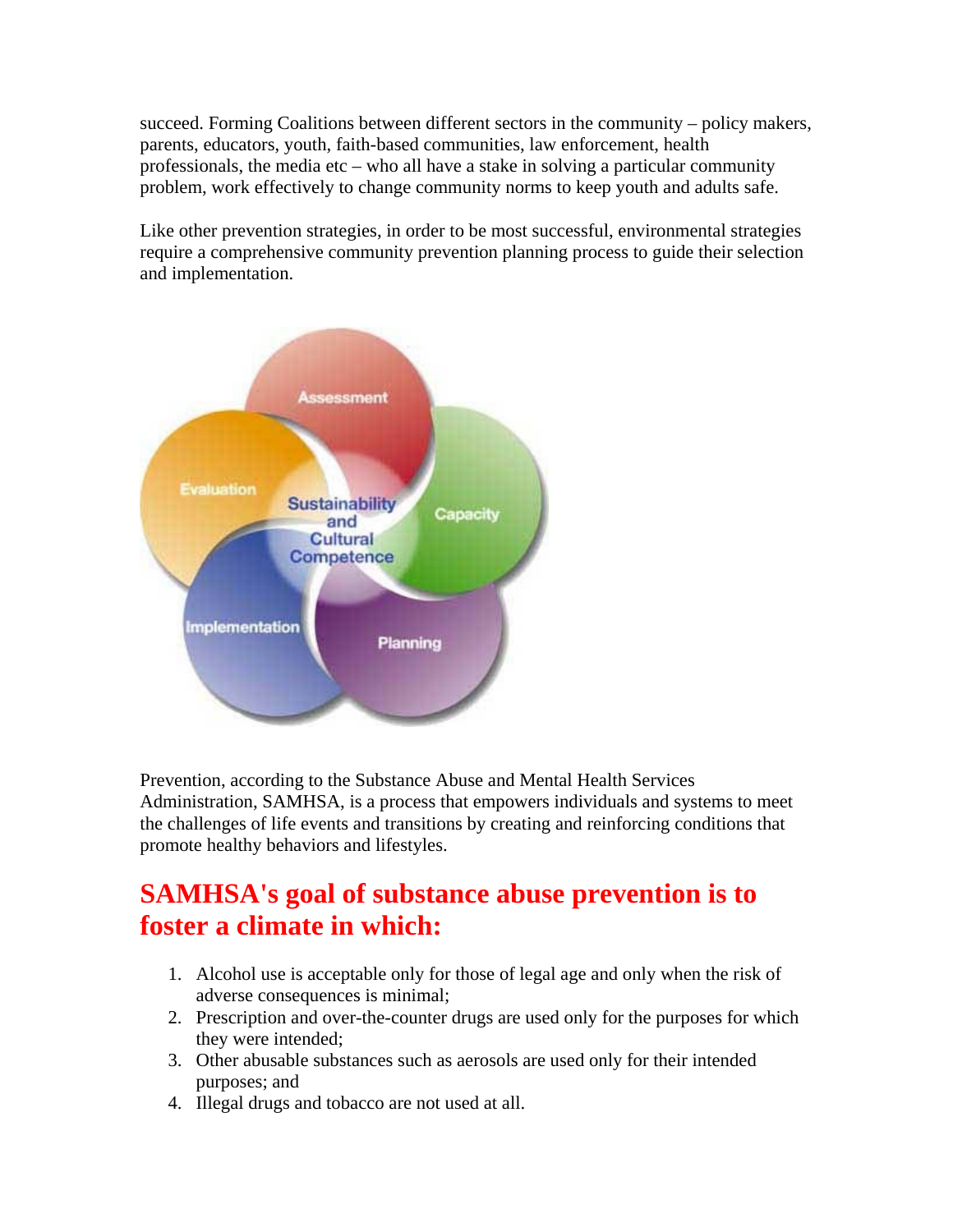succeed. Forming Coalitions between different sectors in the community – policy makers, parents, educators, youth, faith-based communities, law enforcement, health professionals, the media etc – who all have a stake in solving a particular community problem, work effectively to change community norms to keep youth and adults safe.

Like other prevention strategies, in order to be most successful, environmental strategies require a comprehensive community prevention planning process to guide their selection and implementation.

Prevention, according to the Substance Abuse and Mental Health Services Administration, SAMHSA, is a process that empowers individuals and systems to meet the challenges of life events and transitions by creating and reinforcing conditions that promote healthy behaviors and lifestyles.

## SAMHSA's goal of substance abuse prevention is to foster a climate in which:

1. Alcohol use is acceptable only for those of legal age and only when the risk of adverse consequences is minimal;
2. Prescription and over-the-counter drugs are used only for the purposes for which they were intended;
3. Other abusable substances such as aerosols are used only for their intended purposes; and
4. Illegal drugs and tobacco are not used at all.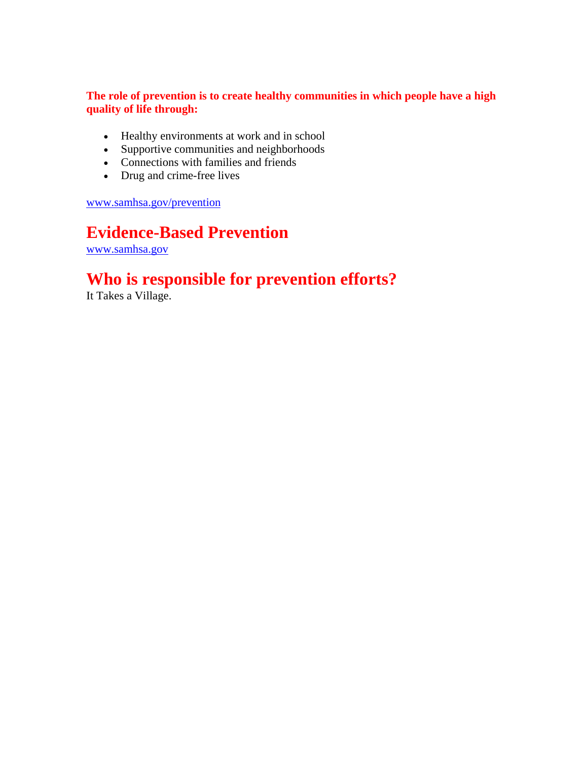**The role of prevention is to create healthy communities in which people have a high quality of life through:**

- Healthy environments at work and in school
- Supportive communities and neighborhoods
- Connections with families and friends
- Drug and crime-free lives

www.samhsa.gov/prevention

## Evidence-Based Prevention

www.samhsa.gov

## Who is responsible for prevention efforts?

It Takes a Village.